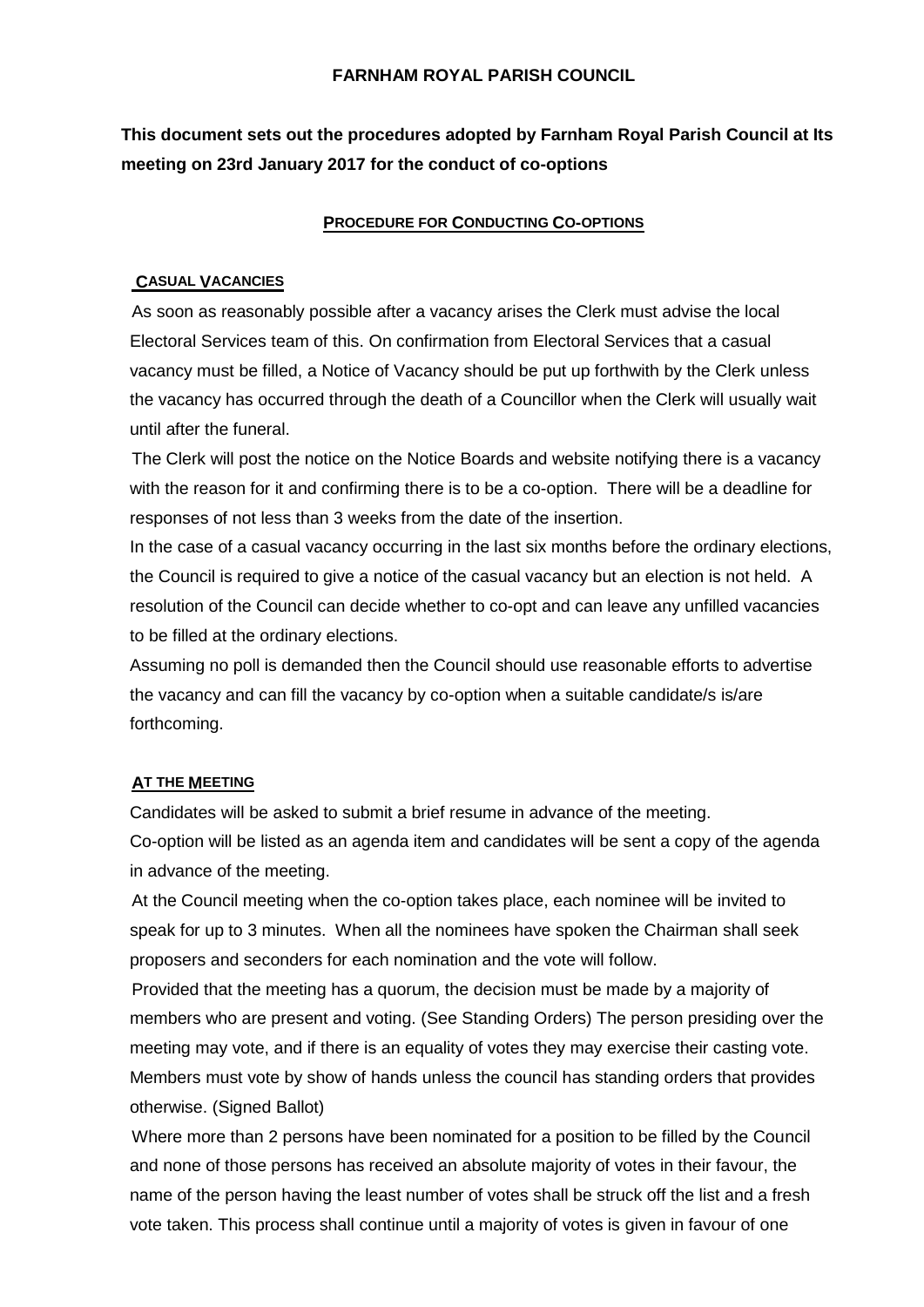**FARNHAM ROYAL PARISH COUNCIL**

**This document sets out the procedures adopted by Farnham Royal Parish Council at Its meeting on 23rd January 2017 for the conduct of co-options**

## PROCEDURE FOR CONDUCTING CO-OPTIONS

### CASUAL VACANCIES

As soon as reasonably possible after a vacancy arises the Clerk must advise the local Electoral Services team of this. On confirmation from Electoral Services that a casual vacancy must be filled, a Notice of Vacancy should be put up forthwith by the Clerk unless the vacancy has occurred through the death of a Councillor when the Clerk will usually wait until after the funeral.

The Clerk will post the notice on the Notice Boards and website notifying there is a vacancy with the reason for it and confirming there is to be a co-option. There will be a deadline for responses of not less than 3 weeks from the date of the insertion.

In the case of a casual vacancy occurring in the last six months before the ordinary elections, the Council is required to give a notice of the casual vacancy but an election is not held. A resolution of the Council can decide whether to co-opt and can leave any unfilled vacancies to be filled at the ordinary elections.

Assuming no poll is demanded then the Council should use reasonable efforts to advertise the vacancy and can fill the vacancy by co-option when a suitable candidate/s is/are forthcoming.

### AT THE MEETING

Candidates will be asked to submit a brief resume in advance of the meeting.

Co-option will be listed as an agenda item and candidates will be sent a copy of the agenda in advance of the meeting.

At the Council meeting when the co-option takes place, each nominee will be invited to speak for up to 3 minutes. When all the nominees have spoken the Chairman shall seek proposers and seconders for each nomination and the vote will follow.

Provided that the meeting has a quorum, the decision must be made by a majority of members who are present and voting. (See Standing Orders) The person presiding over the meeting may vote, and if there is an equality of votes they may exercise their casting vote. Members must vote by show of hands unless the council has standing orders that provides otherwise. (Signed Ballot)

Where more than 2 persons have been nominated for a position to be filled by the Council and none of those persons has received an absolute majority of votes in their favour, the name of the person having the least number of votes shall be struck off the list and a fresh vote taken. This process shall continue until a majority of votes is given in favour of one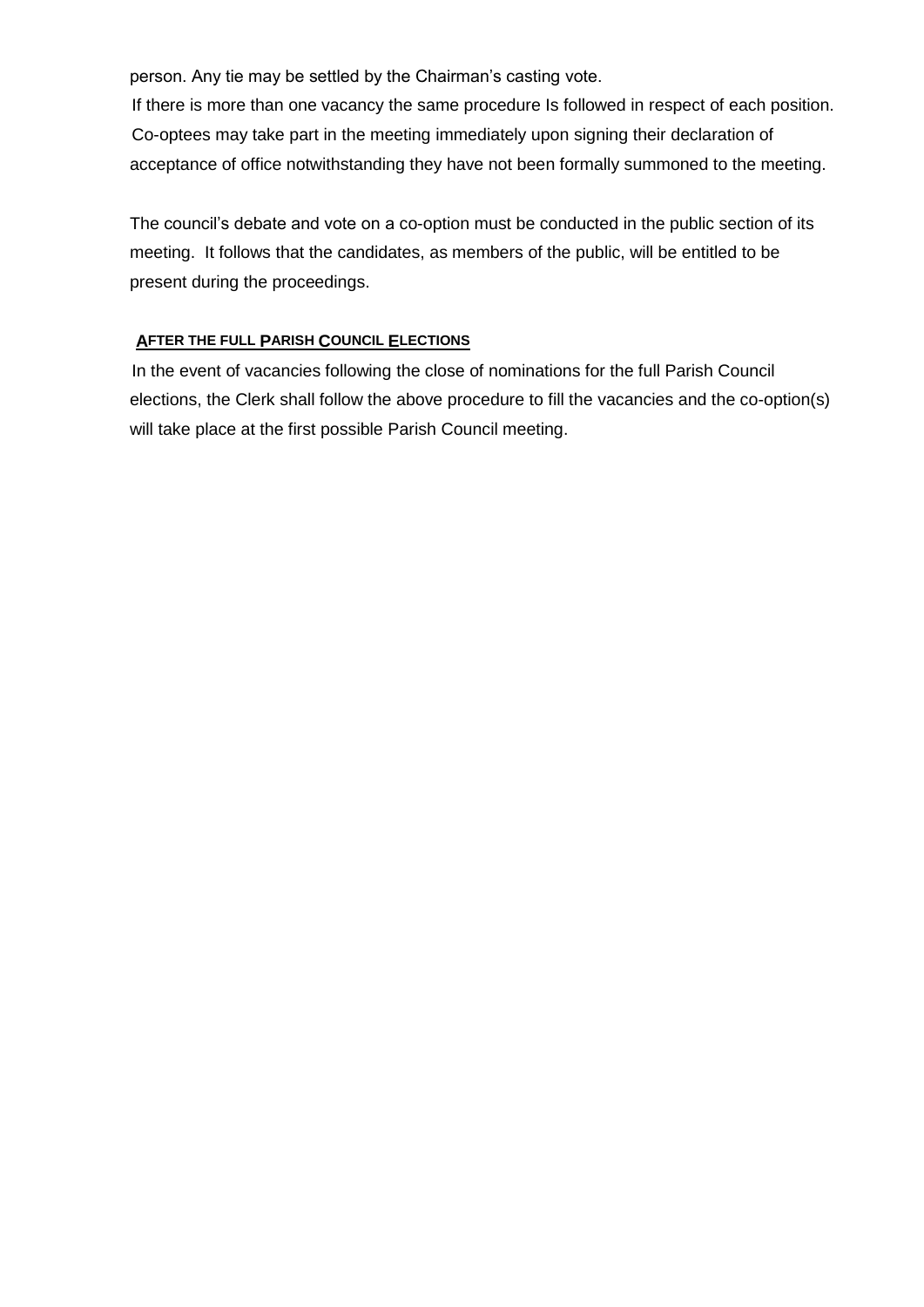person. Any tie may be settled by the Chairman's casting vote.

If there is more than one vacancy the same procedure Is followed in respect of each position.

Co-optees may take part in the meeting immediately upon signing their declaration of acceptance of office notwithstanding they have not been formally summoned to the meeting.

The council's debate and vote on a co-option must be conducted in the public section of its meeting. It follows that the candidates, as members of the public, will be entitled to be present during the proceedings.

### AFTER THE FULL PARISH COUNCIL ELECTIONS

In the event of vacancies following the close of nominations for the full Parish Council elections, the Clerk shall follow the above procedure to fill the vacancies and the co-option(s) will take place at the first possible Parish Council meeting.